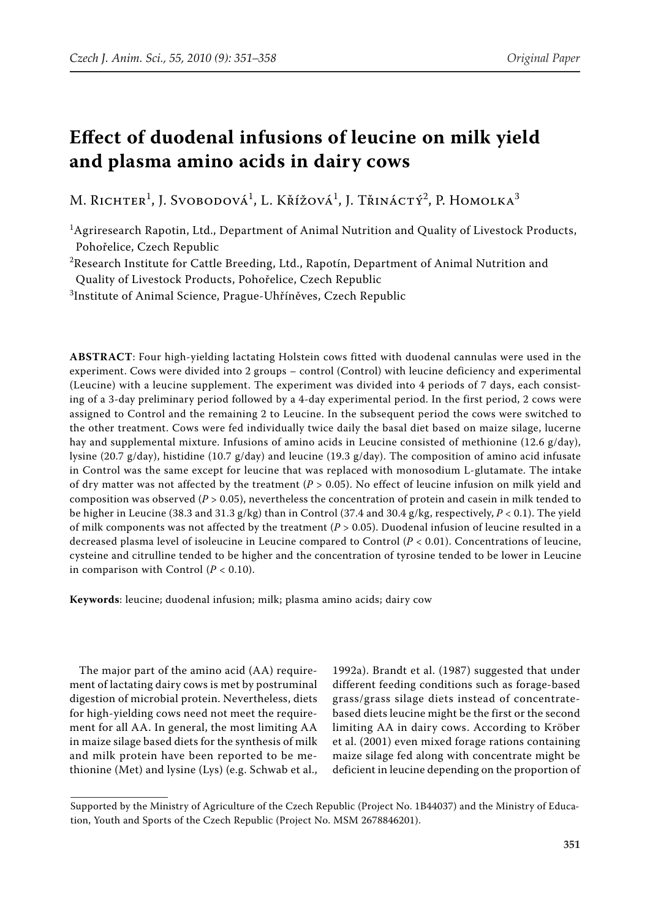# Effect of duodenal infusions of leucine on milk yield and plasma amino acids in dairy cows

M. Richter[1], J. Svobodová[1], L. Křížová[1], J. Třináctý[2], P. Homolka[3]

[1]Agriresearch Rapotin, Ltd., Department of Animal Nutrition and Quality of Livestock Products, Pohořelice, Czech Republic

[2]Research Institute for Cattle Breeding, Ltd., Rapotín, Department of Animal Nutrition and Quality of Livestock Products, Pohořelice, Czech Republic

[3]Institute of Animal Science, Prague-Uhříněves, Czech Republic

**ABSTRACT**: Four high-yielding lactating Holstein cows fitted with duodenal cannulas were used in the experiment. Cows were divided into 2 groups – control (Control) with leucine deficiency and experimental (Leucine) with a leucine supplement. The experiment was divided into 4 periods of 7 days, each consisting of a 3-day preliminary period followed by a 4-day experimental period. In the first period, 2 cows were assigned to Control and the remaining 2 to Leucine. In the subsequent period the cows were switched to the other treatment. Cows were fed individually twice daily the basal diet based on maize silage, lucerne hay and supplemental mixture. Infusions of amino acids in Leucine consisted of methionine (12.6 g/day), lysine (20.7 g/day), histidine (10.7 g/day) and leucine (19.3 g/day). The composition of amino acid infusate in Control was the same except for leucine that was replaced with monosodium L-glutamate. The intake of dry matter was not affected by the treatment ($P > 0.05$). No effect of leucine infusion on milk yield and composition was observed ($P > 0.05$), nevertheless the concentration of protein and casein in milk tended to be higher in Leucine (38.3 and 31.3 g/kg) than in Control (37.4 and 30.4 g/kg, respectively, $P < 0.1$). The yield of milk components was not affected by the treatment ($P > 0.05$). Duodenal infusion of leucine resulted in a decreased plasma level of isoleucine in Leucine compared to Control ($P < 0.01$). Concentrations of leucine, cysteine and citrulline tended to be higher and the concentration of tyrosine tended to be lower in Leucine in comparison with Control ($P < 0.10$).

**Keywords**: leucine; duodenal infusion; milk; plasma amino acids; dairy cow

The major part of the amino acid (AA) requirement of lactating dairy cows is met by postruminal digestion of microbial protein. Nevertheless, diets for high-yielding cows need not meet the requirement for all AA. In general, the most limiting AA in maize silage based diets for the synthesis of milk and milk protein have been reported to be methionine (Met) and lysine (Lys) (e.g. Schwab et al., 1992a). Brandt et al. (1987) suggested that under different feeding conditions such as forage-based grass/grass silage diets instead of concentrate-based diets leucine might be the first or the second limiting AA in dairy cows. According to Kröber et al. (2001) even mixed forage rations containing maize silage fed along with concentrate might be deficient in leucine depending on the proportion of

Supported by the Ministry of Agriculture of the Czech Republic (Project No. 1B44037) and the Ministry of Education, Youth and Sports of the Czech Republic (Project No. MSM 2678846201).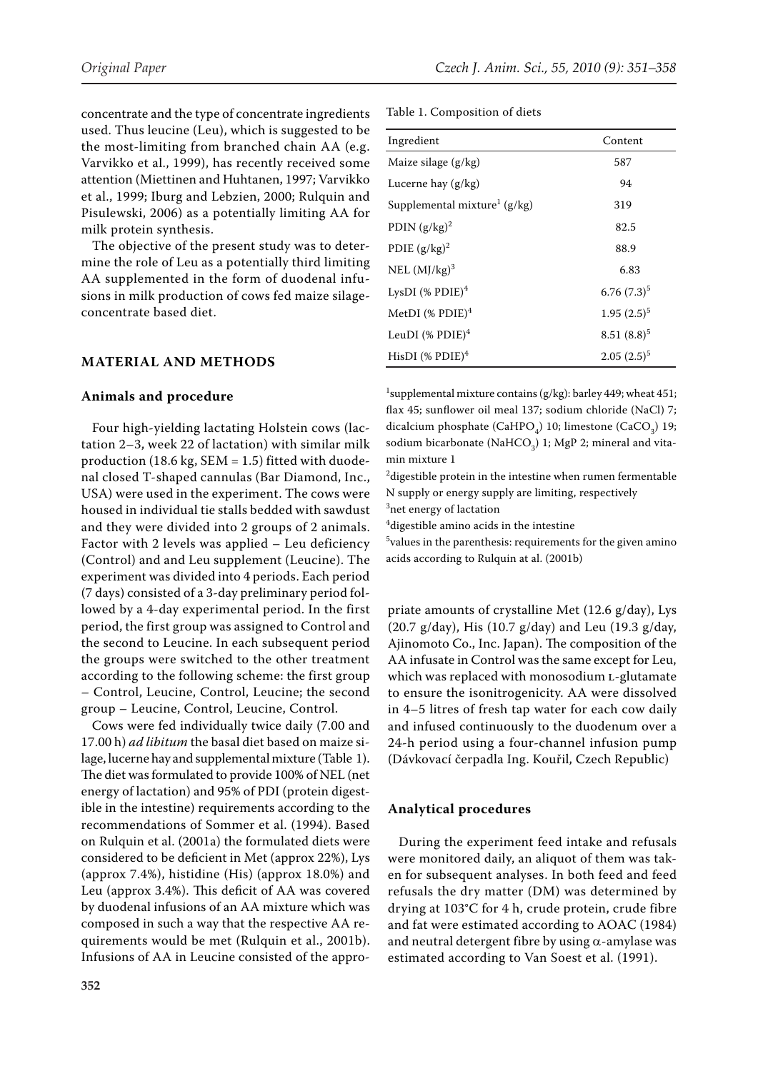concentrate and the type of concentrate ingredients used. Thus leucine (Leu), which is suggested to be the most-limiting from branched chain AA (e.g. Varvikko et al., 1999), has recently received some attention (Miettinen and Huhtanen, 1997; Varvikko et al., 1999; Iburg and Lebzien, 2000; Rulquin and Pisulewski, 2006) as a potentially limiting AA for milk protein synthesis.

The objective of the present study was to determine the role of Leu as a potentially third limiting AA supplemented in the form of duodenal infusions in milk production of cows fed maize silage-concentrate based diet.

## MATERIAL AND METHODS

### Animals and procedure

Four high-yielding lactating Holstein cows (lactation 2–3, week 22 of lactation) with similar milk production (18.6 kg, SEM = 1.5) fitted with duodenal closed T-shaped cannulas (Bar Diamond, Inc., USA) were used in the experiment. The cows were housed in individual tie stalls bedded with sawdust and they were divided into 2 groups of 2 animals. Factor with 2 levels was applied – Leu deficiency (Control) and and Leu supplement (Leucine). The experiment was divided into 4 periods. Each period (7 days) consisted of a 3-day preliminary period followed by a 4-day experimental period. In the first period, the first group was assigned to Control and the second to Leucine. In each subsequent period the groups were switched to the other treatment according to the following scheme: the first group – Control, Leucine, Control, Leucine; the second group – Leucine, Control, Leucine, Control.

Cows were fed individually twice daily (7.00 and 17.00 h) *ad libitum* the basal diet based on maize silage, lucerne hay and supplemental mixture (Table 1). The diet was formulated to provide 100% of NEL (net energy of lactation) and 95% of PDI (protein digestible in the intestine) requirements according to the recommendations of Sommer et al. (1994). Based on Rulquin et al. (2001a) the formulated diets were considered to be deficient in Met (approx 22%), Lys (approx 7.4%), histidine (His) (approx 18.0%) and Leu (approx 3.4%). This deficit of AA was covered by duodenal infusions of an AA mixture which was composed in such a way that the respective AA requirements would be met (Rulquin et al., 2001b). Infusions of AA in Leucine consisted of the appropriate amounts of crystalline Met (12.6 g/day), Lys (20.7 g/day), His (10.7 g/day) and Leu (19.3 g/day, Ajinomoto Co., Inc. Japan). The composition of the AA infusate in Control was the same except for Leu, which was replaced with monosodium L-glutamate to ensure the isonitrogenicity. AA were dissolved in 4–5 litres of fresh tap water for each cow daily and infused continuously to the duodenum over a 24-h period using a four-channel infusion pump (Dávkovací čerpadla Ing. Kouřil, Czech Republic)

Table 1. Composition of diets

| Ingredient | Content |
|---|---|
| Maize silage (g/kg) | 587 |
| Lucerne hay (g/kg) | 94 |
| Supplemental mixture[1] (g/kg) | 319 |
| PDIN (g/kg)[2] | 82.5 |
| PDIE (g/kg)[2] | 88.9 |
| NEL (MJ/kg)[3] | 6.83 |
| LysDI (% PDIE)[4] | 6.76 (7.3)[5] |
| MetDI (% PDIE)[4] | 1.95 (2.5)[5] |
| LeuDI (% PDIE)[4] | 8.51 (8.8)[5] |
| HisDI (% PDIE)[4] | 2.05 (2.5)[5] |

[1]supplemental mixture contains (g/kg): barley 449; wheat 451; flax 45; sunflower oil meal 137; sodium chloride (NaCl) 7; dicalcium phosphate ($CaHPO_4$) 10; limestone ($CaCO_3$) 19; sodium bicarbonate ($NaHCO_3$) 1; MgP 2; mineral and vitamin mixture 1

[2]digestible protein in the intestine when rumen fermentable N supply or energy supply are limiting, respectively

[3]net energy of lactation

[4]digestible amino acids in the intestine

[5]values in the parenthesis: requirements for the given amino acids according to Rulquin at al. (2001b)

### Analytical procedures

During the experiment feed intake and refusals were monitored daily, an aliquot of them was taken for subsequent analyses. In both feed and feed refusals the dry matter (DM) was determined by drying at 103°C for 4 h, crude protein, crude fibre and fat were estimated according to AOAC (1984) and neutral detergent fibre by using $\alpha$-amylase was estimated according to Van Soest et al. (1991).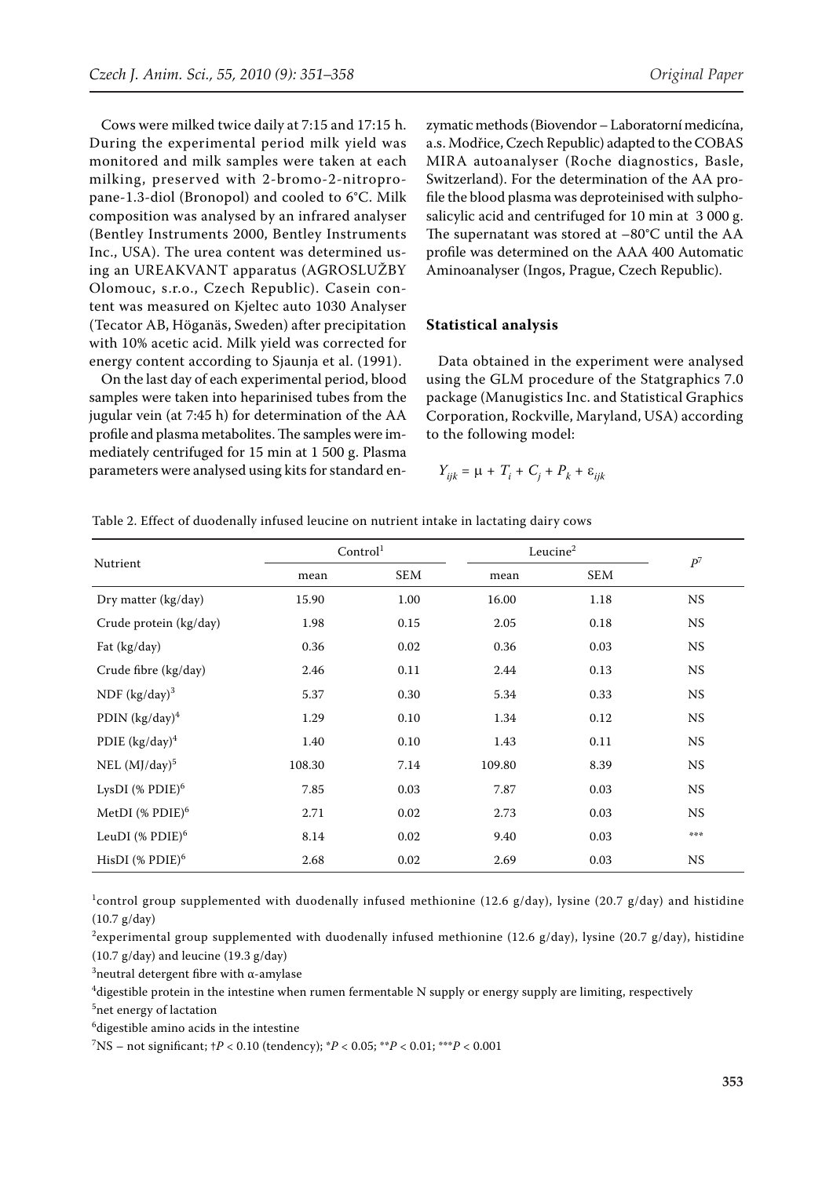Cows were milked twice daily at 7:15 and 17:15 h. During the experimental period milk yield was monitored and milk samples were taken at each milking, preserved with 2-bromo-2-nitropropane-1.3-diol (Bronopol) and cooled to 6°C. Milk composition was analysed by an infrared analyser (Bentley Instruments 2000, Bentley Instruments Inc., USA). The urea content was determined using an UREAKVANT apparatus (AGROSLUŽBY Olomouc, s.r.o., Czech Republic). Casein content was measured on Kjeltec auto 1030 Analyser (Tecator AB, Höganäs, Sweden) after precipitation with 10% acetic acid. Milk yield was corrected for energy content according to Sjaunja et al. (1991).

On the last day of each experimental period, blood samples were taken into heparinised tubes from the jugular vein (at 7:45 h) for determination of the AA profile and plasma metabolites. The samples were immediately centrifuged for 15 min at 1 500 g. Plasma parameters were analysed using kits for standard enzymatic methods (Biovendor – Laboratorní medicína, a.s. Modřice, Czech Republic) adapted to the COBAS MIRA autoanalyser (Roche diagnostics, Basle, Switzerland). For the determination of the AA profile the blood plasma was deproteinised with sulphosalicylic acid and centrifuged for 10 min at 3 000 g. The supernatant was stored at –80°C until the AA profile was determined on the AAA 400 Automatic Aminoanalyser (Ingos, Prague, Czech Republic).

### Statistical analysis

Data obtained in the experiment were analysed using the GLM procedure of the Statgraphics 7.0 package (Manugistics Inc. and Statistical Graphics Corporation, Rockville, Maryland, USA) according to the following model:

$$Y_{ijk} = \mu + T_i + C_j + P_k + \varepsilon_{ijk}$$

Table 2. Effect of duodenally infused leucine on nutrient intake in lactating dairy cows

| Nutrient | Control[1] | | Leucine[2] | | $P$[7] |
|---|---|---|---|---|---|
| | mean | SEM | mean | SEM | |
| Dry matter (kg/day) | 15.90 | 1.00 | 16.00 | 1.18 | NS |
| Crude protein (kg/day) | 1.98 | 0.15 | 2.05 | 0.18 | NS |
| Fat (kg/day) | 0.36 | 0.02 | 0.36 | 0.03 | NS |
| Crude fibre (kg/day) | 2.46 | 0.11 | 2.44 | 0.13 | NS |
| NDF (kg/day)[3] | 5.37 | 0.30 | 5.34 | 0.33 | NS |
| PDIN (kg/day)[4] | 1.29 | 0.10 | 1.34 | 0.12 | NS |
| PDIE (kg/day)[4] | 1.40 | 0.10 | 1.43 | 0.11 | NS |
| NEL (MJ/day)[5] | 108.30 | 7.14 | 109.80 | 8.39 | NS |
| LysDI (% PDIE)[6] | 7.85 | 0.03 | 7.87 | 0.03 | NS |
| MetDI (% PDIE)[6] | 2.71 | 0.02 | 2.73 | 0.03 | NS |
| LeuDI (% PDIE)[6] | 8.14 | 0.02 | 9.40 | 0.03 | *** |
| HisDI (% PDIE)[6] | 2.68 | 0.02 | 2.69 | 0.03 | NS |

[1]control group supplemented with duodenally infused methionine (12.6 g/day), lysine (20.7 g/day) and histidine (10.7 g/day)

[2]experimental group supplemented with duodenally infused methionine (12.6 g/day), lysine (20.7 g/day), histidine (10.7 g/day) and leucine (19.3 g/day)

[3]neutral detergent fibre with α-amylase

[4]digestible protein in the intestine when rumen fermentable N supply or energy supply are limiting, respectively

[5]net energy of lactation

[6]digestible amino acids in the intestine

[7]NS – not significant; †$P < 0.10$ (tendency); *$P < 0.05$; **$P < 0.01$; ***$P < 0.001$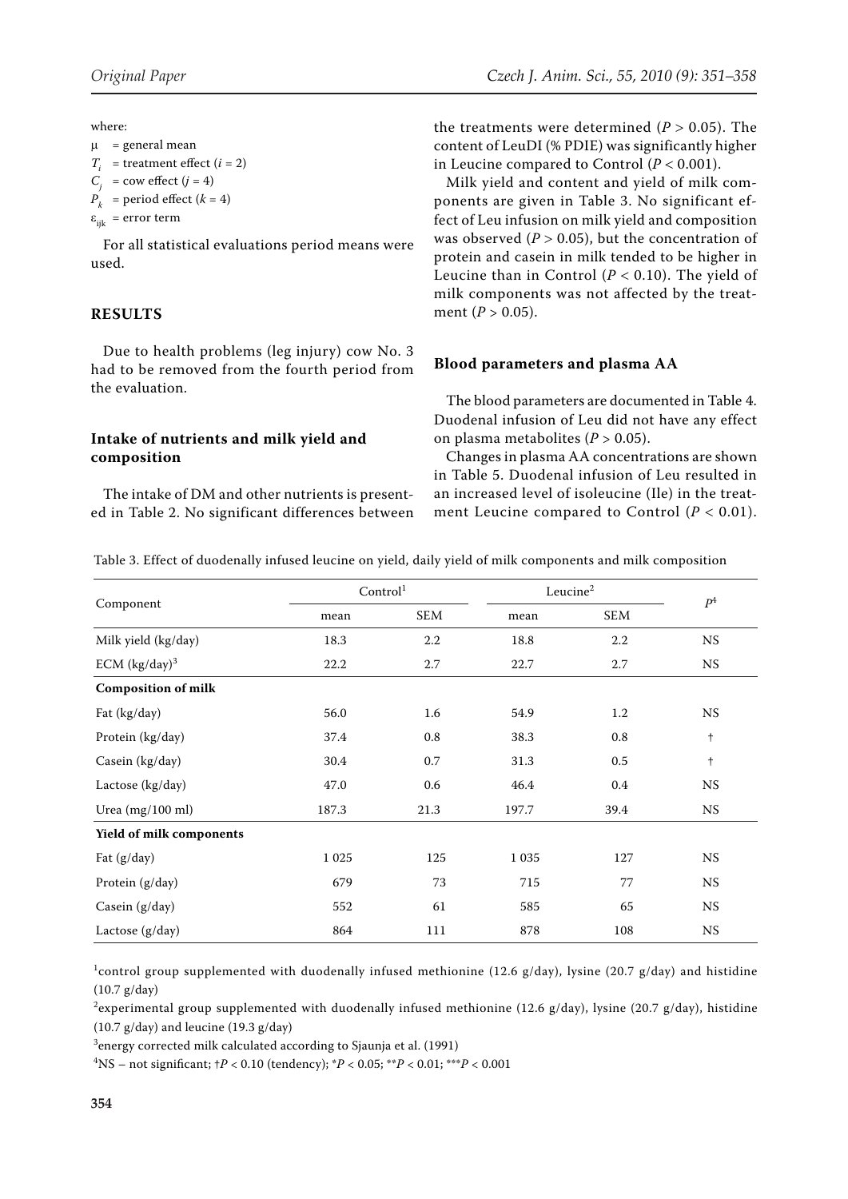where:

$\mu$ = general mean

$T_i$ = treatment effect ($i = 2$)

$C_j$ = cow effect ($j = 4$)

$P_k$ = period effect ($k = 4$)

$\varepsilon_{ijk}$ = error term

For all statistical evaluations period means were used.

## RESULTS

Due to health problems (leg injury) cow No. 3 had to be removed from the fourth period from the evaluation.

### Intake of nutrients and milk yield and composition

The intake of DM and other nutrients is presented in Table 2. No significant differences between the treatments were determined ($P > 0.05$). The content of LeuDI (% PDIE) was significantly higher in Leucine compared to Control ($P < 0.001$).

Milk yield and content and yield of milk components are given in Table 3. No significant effect of Leu infusion on milk yield and composition was observed ($P > 0.05$), but the concentration of protein and casein in milk tended to be higher in Leucine than in Control ($P < 0.10$). The yield of milk components was not affected by the treatment ($P > 0.05$).

### Blood parameters and plasma AA

The blood parameters are documented in Table 4. Duodenal infusion of Leu did not have any effect on plasma metabolites ($P > 0.05$).

Changes in plasma AA concentrations are shown in Table 5. Duodenal infusion of Leu resulted in an increased level of isoleucine (Ile) in the treatment Leucine compared to Control ($P < 0.01$).

Table 3. Effect of duodenally infused leucine on yield, daily yield of milk components and milk composition

| Component | Control[1] | | Leucine[2] | | $P$[4] |
|---|---|---|---|---|---|
| | mean | SEM | mean | SEM | |
| Milk yield (kg/day) | 18.3 | 2.2 | 18.8 | 2.2 | NS |
| ECM (kg/day)[3] | 22.2 | 2.7 | 22.7 | 2.7 | NS |
| **Composition of milk** | | | | | |
| Fat (kg/day) | 56.0 | 1.6 | 54.9 | 1.2 | NS |
| Protein (kg/day) | 37.4 | 0.8 | 38.3 | 0.8 | † |
| Casein (kg/day) | 30.4 | 0.7 | 31.3 | 0.5 | † |
| Lactose (kg/day) | 47.0 | 0.6 | 46.4 | 0.4 | NS |
| Urea (mg/100 ml) | 187.3 | 21.3 | 197.7 | 39.4 | NS |
| **Yield of milk components** | | | | | |
| Fat (g/day) | 1 025 | 125 | 1 035 | 127 | NS |
| Protein (g/day) | 679 | 73 | 715 | 77 | NS |
| Casein (g/day) | 552 | 61 | 585 | 65 | NS |
| Lactose (g/day) | 864 | 111 | 878 | 108 | NS |

[1]control group supplemented with duodenally infused methionine (12.6 g/day), lysine (20.7 g/day) and histidine (10.7 g/day)

[2]experimental group supplemented with duodenally infused methionine (12.6 g/day), lysine (20.7 g/day), histidine (10.7 g/day) and leucine (19.3 g/day)

[3]energy corrected milk calculated according to Sjaunja et al. (1991)

[4]NS – not significant; †$P < 0.10$ (tendency); *$P < 0.05$; **$P < 0.01$; ***$P < 0.001$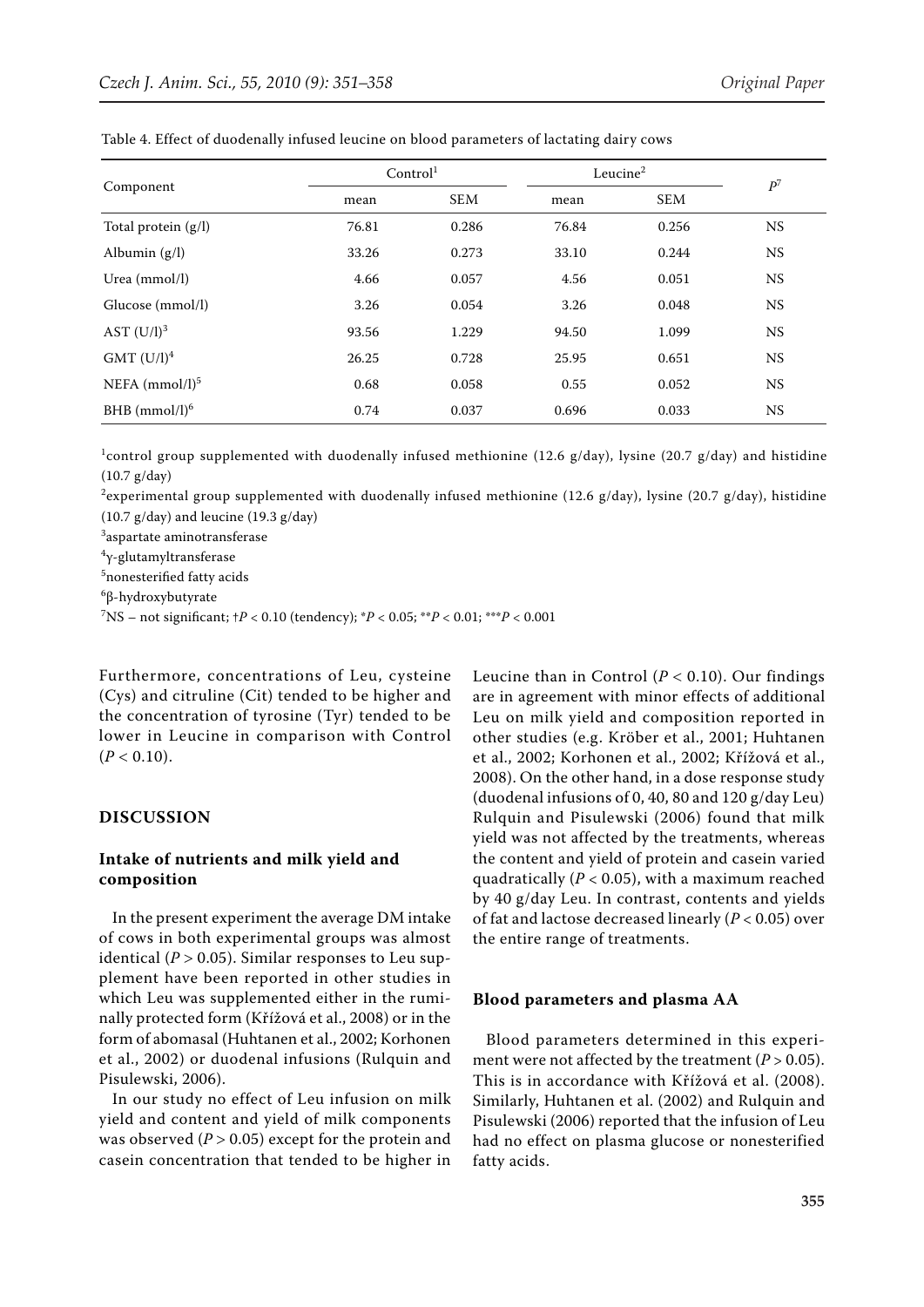Table 4. Effect of duodenally infused leucine on blood parameters of lactating dairy cows

| Component | Control[1] | | Leucine[2] | | $P^7$ |
|---|---|---|---|---|---|
| | mean | SEM | mean | SEM | |
| Total protein (g/l) | 76.81 | 0.286 | 76.84 | 0.256 | NS |
| Albumin (g/l) | 33.26 | 0.273 | 33.10 | 0.244 | NS |
| Urea (mmol/l) | 4.66 | 0.057 | 4.56 | 0.051 | NS |
| Glucose (mmol/l) | 3.26 | 0.054 | 3.26 | 0.048 | NS |
| AST (U/l)[3] | 93.56 | 1.229 | 94.50 | 1.099 | NS |
| GMT (U/l)[4] | 26.25 | 0.728 | 25.95 | 0.651 | NS |
| NEFA (mmol/l)[5] | 0.68 | 0.058 | 0.55 | 0.052 | NS |
| BHB (mmol/l)[6] | 0.74 | 0.037 | 0.696 | 0.033 | NS |

[1]control group supplemented with duodenally infused methionine (12.6 g/day), lysine (20.7 g/day) and histidine (10.7 g/day)

[2]experimental group supplemented with duodenally infused methionine (12.6 g/day), lysine (20.7 g/day), histidine (10.7 g/day) and leucine (19.3 g/day)

[3]aspartate aminotransferase

[4]γ-glutamyltransferase

[5]nonesterified fatty acids

[6]β-hydroxybutyrate

[7]NS – not significant; †$P < 0.10$ (tendency); *$P < 0.05$; **$P < 0.01$; ***$P < 0.001$

Furthermore, concentrations of Leu, cysteine (Cys) and citruline (Cit) tended to be higher and the concentration of tyrosine (Tyr) tended to be lower in Leucine in comparison with Control ($P < 0.10$).

## DISCUSSION

### Intake of nutrients and milk yield and composition

In the present experiment the average DM intake of cows in both experimental groups was almost identical ($P > 0.05$). Similar responses to Leu supplement have been reported in other studies in which Leu was supplemented either in the ruminally protected form (Křížová et al., 2008) or in the form of abomasal (Huhtanen et al., 2002; Korhonen et al., 2002) or duodenal infusions (Rulquin and Pisulewski, 2006).

In our study no effect of Leu infusion on milk yield and content and yield of milk components was observed ($P > 0.05$) except for the protein and casein concentration that tended to be higher in Leucine than in Control ($P < 0.10$). Our findings are in agreement with minor effects of additional Leu on milk yield and composition reported in other studies (e.g. Kröber et al., 2001; Huhtanen et al., 2002; Korhonen et al., 2002; Křížová et al., 2008). On the other hand, in a dose response study (duodenal infusions of 0, 40, 80 and 120 g/day Leu) Rulquin and Pisulewski (2006) found that milk yield was not affected by the treatments, whereas the content and yield of protein and casein varied quadratically ($P < 0.05$), with a maximum reached by 40 g/day Leu. In contrast, contents and yields of fat and lactose decreased linearly ($P < 0.05$) over the entire range of treatments.

### Blood parameters and plasma AA

Blood parameters determined in this experiment were not affected by the treatment ($P > 0.05$). This is in accordance with Křížová et al. (2008). Similarly, Huhtanen et al. (2002) and Rulquin and Pisulewski (2006) reported that the infusion of Leu had no effect on plasma glucose or nonesterified fatty acids.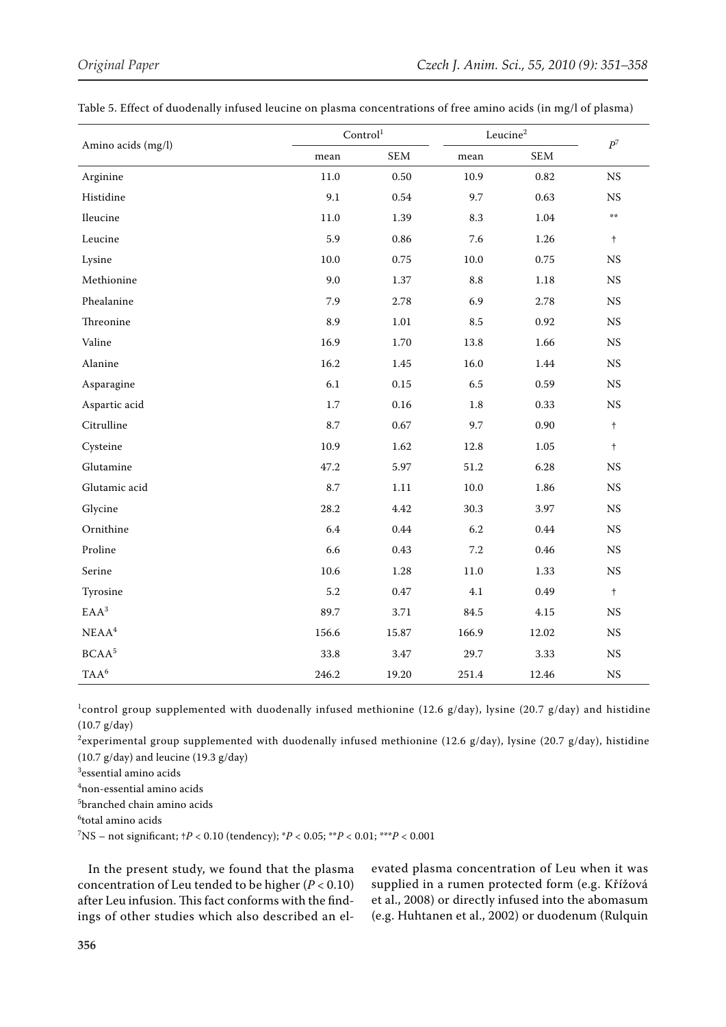Table 5. Effect of duodenally infused leucine on plasma concentrations of free amino acids (in mg/l of plasma)

| Amino acids (mg/l) | Control[1] | | Leucine[2] | | $P^7$ |
|---|---|---|---|---|---|
| | mean | SEM | mean | SEM | |
| Arginine | 11.0 | 0.50 | 10.9 | 0.82 | NS |
| Histidine | 9.1 | 0.54 | 9.7 | 0.63 | NS |
| Ileucine | 11.0 | 1.39 | 8.3 | 1.04 | ** |
| Leucine | 5.9 | 0.86 | 7.6 | 1.26 | † |
| Lysine | 10.0 | 0.75 | 10.0 | 0.75 | NS |
| Methionine | 9.0 | 1.37 | 8.8 | 1.18 | NS |
| Phealanine | 7.9 | 2.78 | 6.9 | 2.78 | NS |
| Threonine | 8.9 | 1.01 | 8.5 | 0.92 | NS |
| Valine | 16.9 | 1.70 | 13.8 | 1.66 | NS |
| Alanine | 16.2 | 1.45 | 16.0 | 1.44 | NS |
| Asparagine | 6.1 | 0.15 | 6.5 | 0.59 | NS |
| Aspartic acid | 1.7 | 0.16 | 1.8 | 0.33 | NS |
| Citrulline | 8.7 | 0.67 | 9.7 | 0.90 | † |
| Cysteine | 10.9 | 1.62 | 12.8 | 1.05 | † |
| Glutamine | 47.2 | 5.97 | 51.2 | 6.28 | NS |
| Glutamic acid | 8.7 | 1.11 | 10.0 | 1.86 | NS |
| Glycine | 28.2 | 4.42 | 30.3 | 3.97 | NS |
| Ornithine | 6.4 | 0.44 | 6.2 | 0.44 | NS |
| Proline | 6.6 | 0.43 | 7.2 | 0.46 | NS |
| Serine | 10.6 | 1.28 | 11.0 | 1.33 | NS |
| Tyrosine | 5.2 | 0.47 | 4.1 | 0.49 | † |
| EAA[3] | 89.7 | 3.71 | 84.5 | 4.15 | NS |
| NEAA[4] | 156.6 | 15.87 | 166.9 | 12.02 | NS |
| BCAA[5] | 33.8 | 3.47 | 29.7 | 3.33 | NS |
| TAA[6] | 246.2 | 19.20 | 251.4 | 12.46 | NS |

[1]control group supplemented with duodenally infused methionine (12.6 g/day), lysine (20.7 g/day) and histidine (10.7 g/day)

[2]experimental group supplemented with duodenally infused methionine (12.6 g/day), lysine (20.7 g/day), histidine (10.7 g/day) and leucine (19.3 g/day)

[3]essential amino acids

[4]non-essential amino acids

[5]branched chain amino acids

[6]total amino acids

[7]NS – not significant; †$P < 0.10$ (tendency); \*$P < 0.05$; \*\*$P < 0.01$; \*\*\*$P < 0.001$

In the present study, we found that the plasma concentration of Leu tended to be higher ($P < 0.10$) after Leu infusion. This fact conforms with the findings of other studies which also described an elevated plasma concentration of Leu when it was supplied in a rumen protected form (e.g. Křížová et al., 2008) or directly infused into the abomasum (e.g. Huhtanen et al., 2002) or duodenum (Rulquin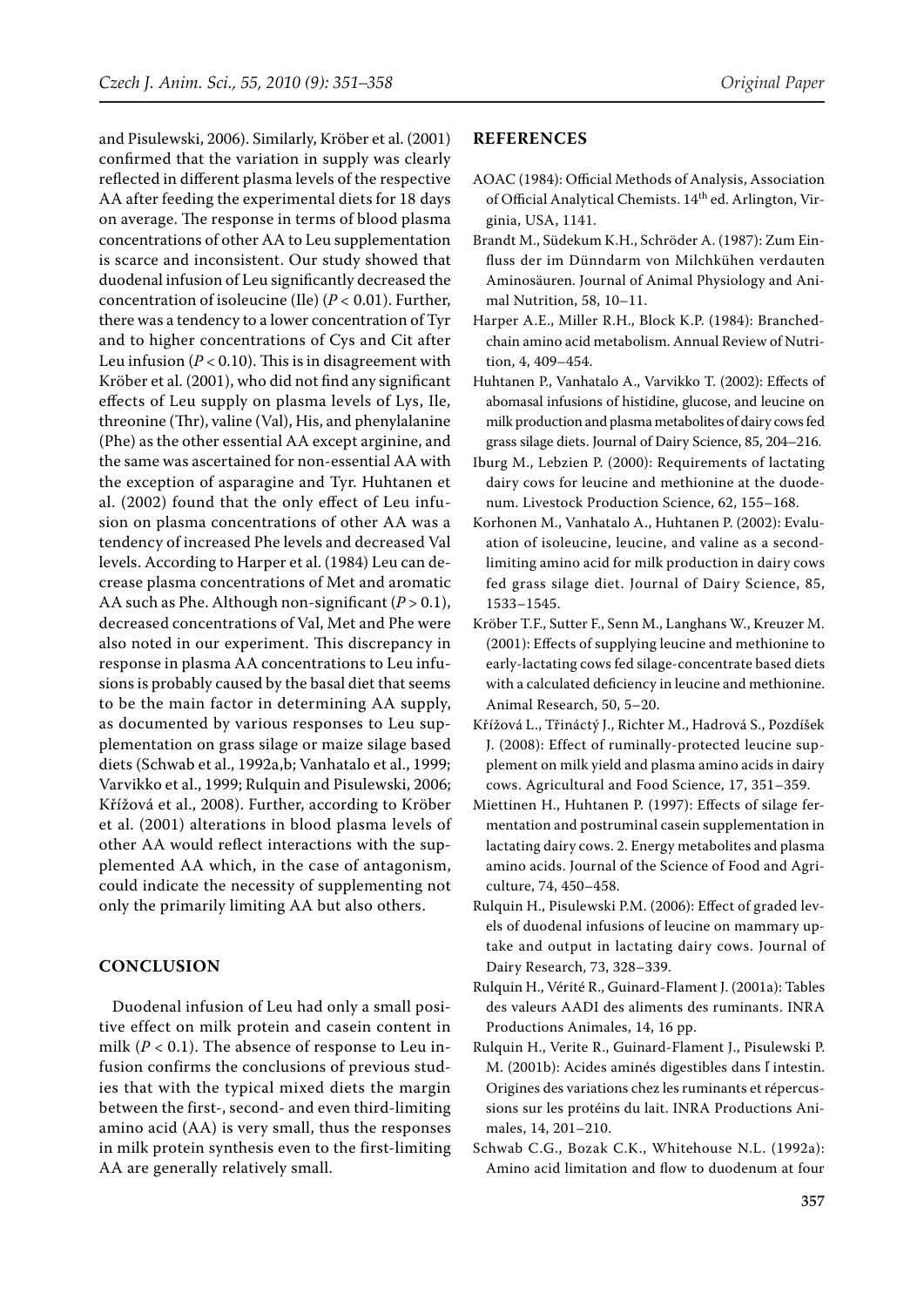and Pisulewski, 2006). Similarly, Kröber et al. (2001) confirmed that the variation in supply was clearly reflected in different plasma levels of the respective AA after feeding the experimental diets for 18 days on average. The response in terms of blood plasma concentrations of other AA to Leu supplementation is scarce and inconsistent. Our study showed that duodenal infusion of Leu significantly decreased the concentration of isoleucine (Ile) ($P < 0.01$). Further, there was a tendency to a lower concentration of Tyr and to higher concentrations of Cys and Cit after Leu infusion ($P < 0.10$). This is in disagreement with Kröber et al. (2001), who did not find any significant effects of Leu supply on plasma levels of Lys, Ile, threonine (Thr), valine (Val), His, and phenylalanine (Phe) as the other essential AA except arginine, and the same was ascertained for non-essential AA with the exception of asparagine and Tyr. Huhtanen et al. (2002) found that the only effect of Leu infusion on plasma concentrations of other AA was a tendency of increased Phe levels and decreased Val levels. According to Harper et al. (1984) Leu can decrease plasma concentrations of Met and aromatic AA such as Phe. Although non-significant ($P > 0.1$), decreased concentrations of Val, Met and Phe were also noted in our experiment. This discrepancy in response in plasma AA concentrations to Leu infusions is probably caused by the basal diet that seems to be the main factor in determining AA supply, as documented by various responses to Leu supplementation on grass silage or maize silage based diets (Schwab et al., 1992a,b; Vanhatalo et al., 1999; Varvikko et al., 1999; Rulquin and Pisulewski, 2006; Křížová et al., 2008). Further, according to Kröber et al. (2001) alterations in blood plasma levels of other AA would reflect interactions with the supplemented AA which, in the case of antagonism, could indicate the necessity of supplementing not only the primarily limiting AA but also others.

## CONCLUSION

Duodenal infusion of Leu had only a small positive effect on milk protein and casein content in milk ($P < 0.1$). The absence of response to Leu infusion confirms the conclusions of previous studies that with the typical mixed diets the margin between the first-, second- and even third-limiting amino acid (AA) is very small, thus the responses in milk protein synthesis even to the first-limiting AA are generally relatively small.

## REFERENCES

AOAC (1984): Official Methods of Analysis, Association of Official Analytical Chemists. 14th ed. Arlington, Virginia, USA, 1141.

Brandt M., Südekum K.H., Schröder A. (1987): Zum Einfluss der im Dünndarm von Milchkühen verdauten Aminosäuren. Journal of Animal Physiology and Animal Nutrition, 58, 10–11.

Harper A.E., Miller R.H., Block K.P. (1984): Branched-chain amino acid metabolism. Annual Review of Nutrition, 4, 409–454.

Huhtanen P., Vanhatalo A., Varvikko T. (2002): Effects of abomasal infusions of histidine, glucose, and leucine on milk production and plasma metabolites of dairy cows fed grass silage diets. Journal of Dairy Science, 85, 204–216.

Iburg M., Lebzien P. (2000): Requirements of lactating dairy cows for leucine and methionine at the duodenum. Livestock Production Science, 62, 155–168.

Korhonen M., Vanhatalo A., Huhtanen P. (2002): Evaluation of isoleucine, leucine, and valine as a second-limiting amino acid for milk production in dairy cows fed grass silage diet. Journal of Dairy Science, 85, 1533–1545.

Kröber T.F., Sutter F., Senn M., Langhans W., Kreuzer M. (2001): Effects of supplying leucine and methionine to early-lactating cows fed silage-concentrate based diets with a calculated deficiency in leucine and methionine. Animal Research, 50, 5–20.

Křížová L., Třináctý J., Richter M., Hadrová S., Pozdíšek J. (2008): Effect of ruminally-protected leucine supplement on milk yield and plasma amino acids in dairy cows. Agricultural and Food Science, 17, 351–359.

Miettinen H., Huhtanen P. (1997): Effects of silage fermentation and postruminal casein supplementation in lactating dairy cows. 2. Energy metabolites and plasma amino acids. Journal of the Science of Food and Agriculture, 74, 450–458.

Rulquin H., Pisulewski P.M. (2006): Effect of graded levels of duodenal infusions of leucine on mammary uptake and output in lactating dairy cows. Journal of Dairy Research, 73, 328–339.

Rulquin H., Vérité R., Guinard-Flament J. (2001a): Tables des valeurs AADI des aliments des ruminants. INRA Productions Animales, 14, 16 pp.

Rulquin H., Verite R., Guinard-Flament J., Pisulewski P. M. (2001b): Acides aminés digestibles dans l' intestin. Origines des variations chez les ruminants et répercussions sur les protéins du lait. INRA Productions Animales, 14, 201–210.

Schwab C.G., Bozak C.K., Whitehouse N.L. (1992a): Amino acid limitation and flow to duodenum at four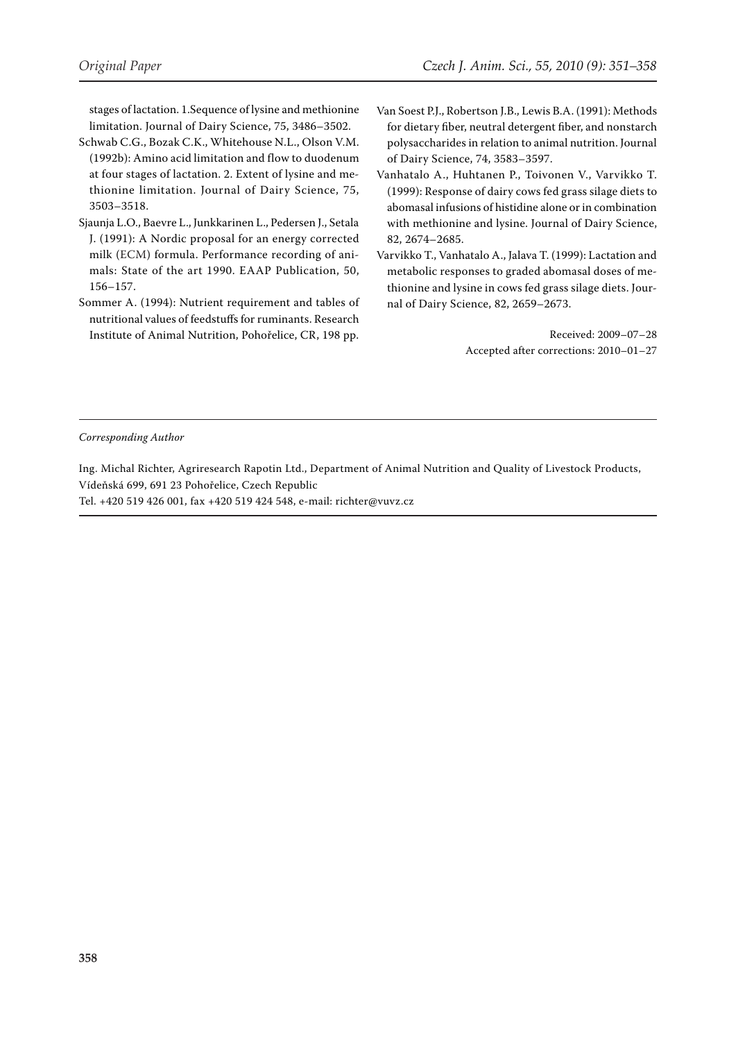stages of lactation. 1.Sequence of lysine and methionine limitation. Journal of Dairy Science, 75, 3486–3502.

Schwab C.G., Bozak C.K., Whitehouse N.L., Olson V.M. (1992b): Amino acid limitation and flow to duodenum at four stages of lactation. 2. Extent of lysine and methionine limitation. Journal of Dairy Science, 75, 3503–3518.

Sjaunja L.O., Baevre L., Junkkarinen L., Pedersen J., Setala J. (1991): A Nordic proposal for an energy corrected milk (ECM) formula. Performance recording of animals: State of the art 1990. EAAP Publication, 50, 156–157.

Sommer A. (1994): Nutrient requirement and tables of nutritional values of feedstuffs for ruminants. Research Institute of Animal Nutrition, Pohořelice, CR, 198 pp.

Van Soest P.J., Robertson J.B., Lewis B.A. (1991): Methods for dietary fiber, neutral detergent fiber, and nonstarch polysaccharides in relation to animal nutrition. Journal of Dairy Science, 74, 3583–3597.

Vanhatalo A., Huhtanen P., Toivonen V., Varvikko T. (1999): Response of dairy cows fed grass silage diets to abomasal infusions of histidine alone or in combination with methionine and lysine. Journal of Dairy Science, 82, 2674–2685.

Varvikko T., Vanhatalo A., Jalava T. (1999): Lactation and metabolic responses to graded abomasal doses of methionine and lysine in cows fed grass silage diets. Journal of Dairy Science, 82, 2659–2673.

Received: 2009–07–28
Accepted after corrections: 2010–01–27

*Corresponding Author*

Ing. Michal Richter, Agriresearch Rapotin Ltd., Department of Animal Nutrition and Quality of Livestock Products, Vídeňská 699, 691 23 Pohořelice, Czech Republic
Tel. +420 519 426 001, fax +420 519 424 548, e-mail: richter@vuvz.cz